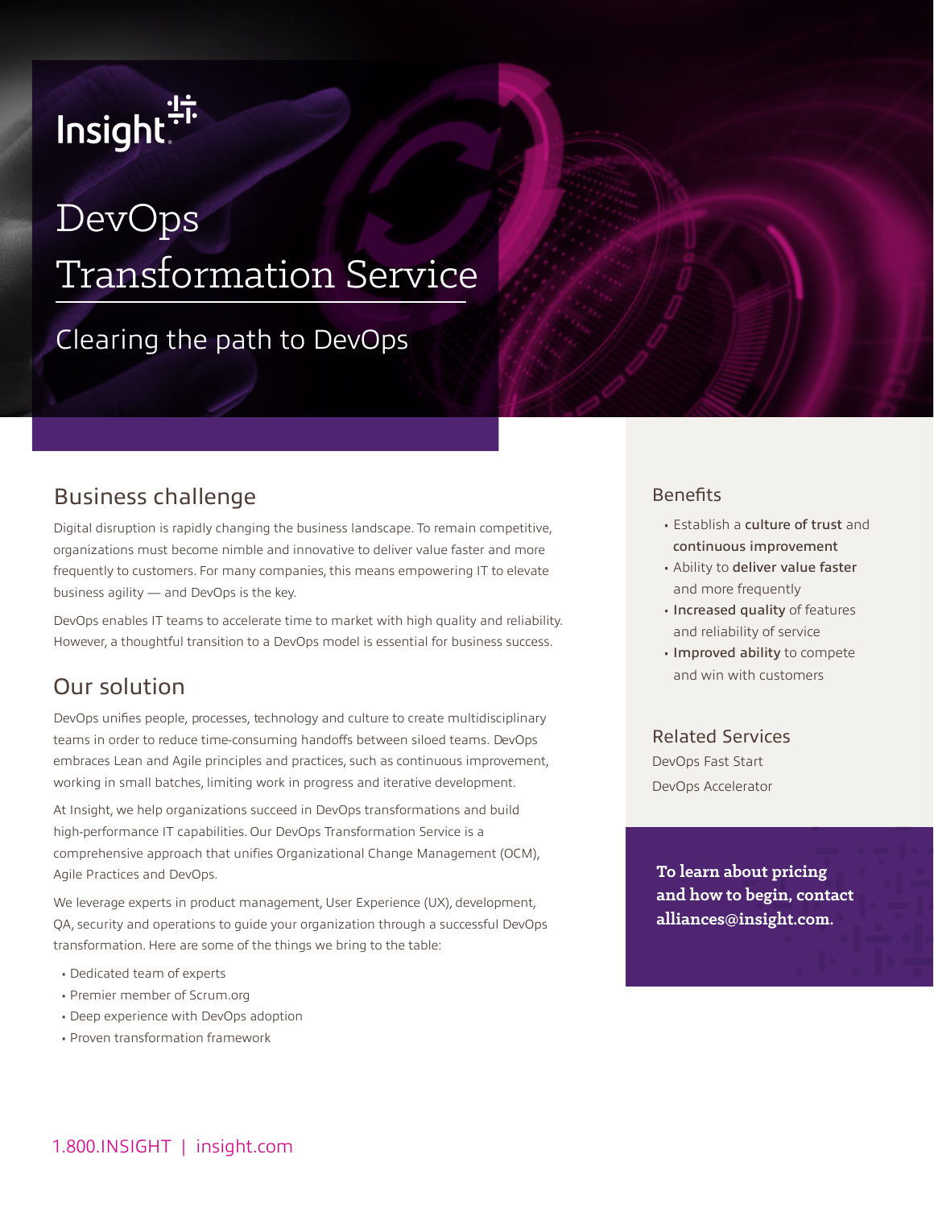Insight

# DevOps Transformation Service

## Clearing the path to DevOps

## Business challenge

Digital disruption is rapidly changing the business landscape. To remain competitive, organizations must become nimble and innovative to deliver value faster and more frequently to customers. For many companies, this means empowering IT to elevate business agility — and DevOps is the key.

DevOps enables IT teams to accelerate time to market with high quality and reliability. However, a thoughtful transition to a DevOps model is essential for business success.

## Our solution

DevOps unifies people, processes, technology and culture to create multidisciplinary teams in order to reduce time-consuming handoffs between siloed teams. DevOps embraces Lean and Agile principles and practices, such as continuous improvement, working in small batches, limiting work in progress and iterative development.

At Insight, we help organizations succeed in DevOps transformations and build high-performance IT capabilities. Our DevOps Transformation Service is a comprehensive approach that unifies Organizational Change Management (OCM), Agile Practices and DevOps.

We leverage experts in product management, User Experience (UX), development, QA, security and operations to guide your organization through a successful DevOps transformation. Here are some of the things we bring to the table:

- Dedicated team of experts
- Premier member of Scrum.org
- Deep experience with DevOps adoption
- Proven transformation framework

### Benefits

- Establish a **culture of trust** and **continuous improvement**
- Ability to **deliver value faster** and more frequently
- **Increased quality** of features and reliability of service
- **Improved ability** to compete and win with customers

### Related Services

DevOps Fast Start

DevOps Accelerator

**To learn about pricing and how to begin, contact alliances@insight.com.**

1.800.INSIGHT | insight.com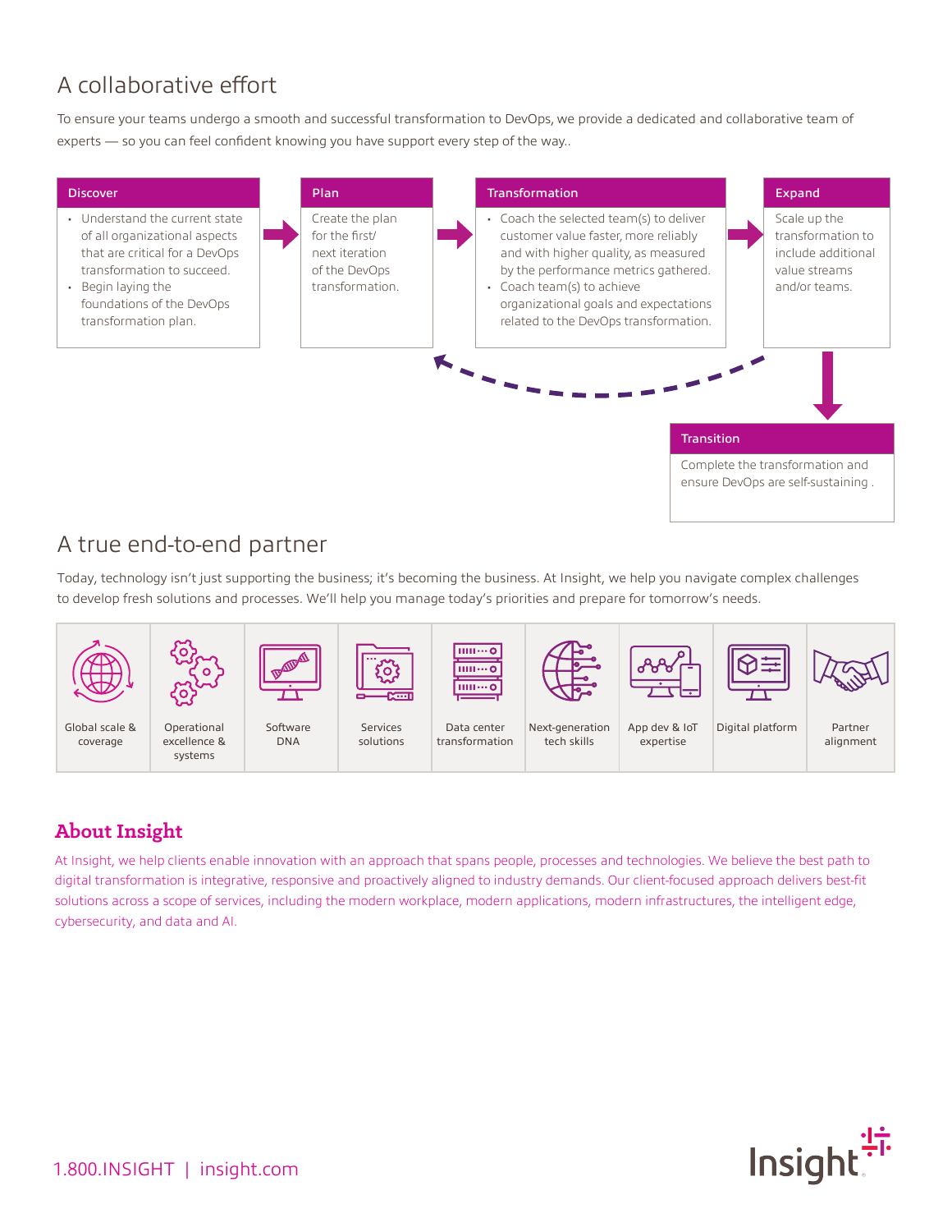## A collaborative effort

To ensure your teams undergo a smooth and successful transformation to DevOps, we provide a dedicated and collaborative team of experts — so you can feel confident knowing you have support every step of the way..

**Discover**

- Understand the current state of all organizational aspects that are critical for a DevOps transformation to succeed.
- Begin laying the foundations of the DevOps transformation plan.

**Plan**

Create the plan for the first/next iteration of the DevOps transformation.

**Transformation**

- Coach the selected team(s) to deliver customer value faster, more reliably and with higher quality, as measured by the performance metrics gathered.
- Coach team(s) to achieve organizational goals and expectations related to the DevOps transformation.

**Expand**

Scale up the transformation to include additional value streams and/or teams.

**Transition**

Complete the transformation and ensure DevOps are self-sustaining .

## A true end-to-end partner

Today, technology isn't just supporting the business; it's becoming the business. At Insight, we help you navigate complex challenges to develop fresh solutions and processes. We'll help you manage today's priorities and prepare for tomorrow's needs.

Global scale & coverage

Operational excellence & systems

Software DNA

Services solutions

Data center transformation

Next-generation tech skills

App dev & IoT expertise

Digital platform

Partner alignment

## About Insight

At Insight, we help clients enable innovation with an approach that spans people, processes and technologies. We believe the best path to digital transformation is integrative, responsive and proactively aligned to industry demands. Our client-focused approach delivers best-fit solutions across a scope of services, including the modern workplace, modern applications, modern infrastructures, the intelligent edge, cybersecurity, and data and AI.

1.800.INSIGHT | insight.com

Insight